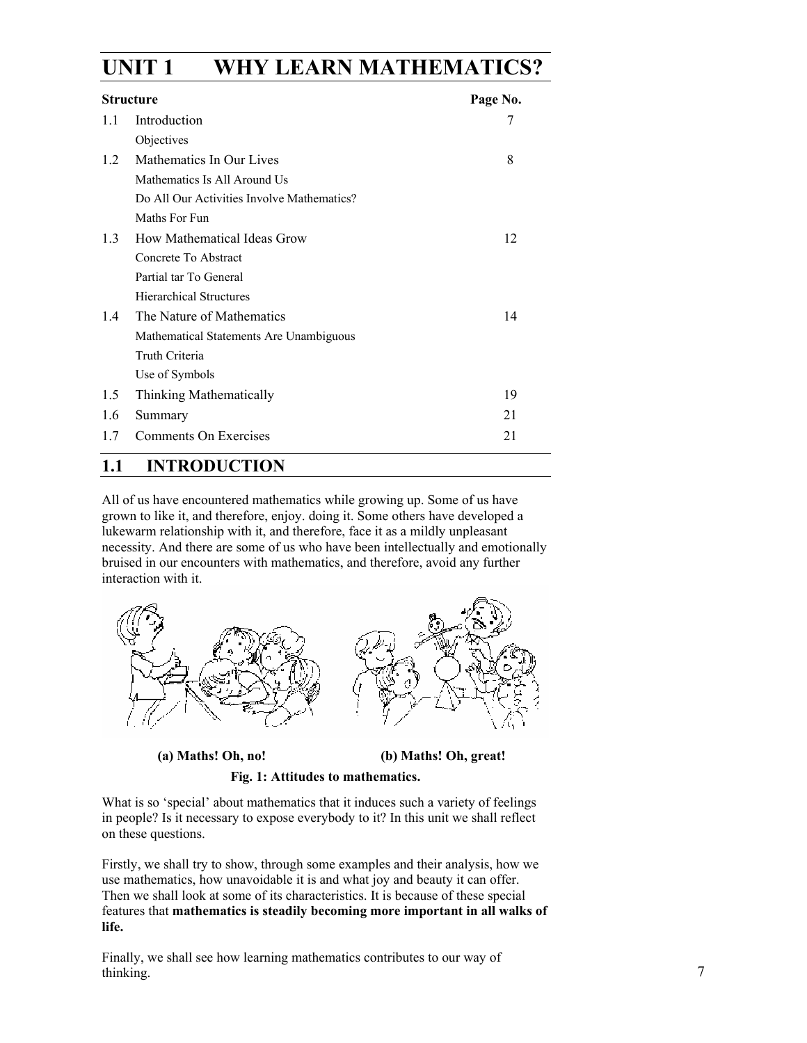# UNIT 1 WHY LEARN MATHEMATICS?

| Structure | | Page No. |
|---|---|---|
| 1.1 | Introduction | 7 |
| | Objectives | |
| 1.2 | Mathematics In Our Lives | 8 |
| | Mathematics Is All Around Us | |
| | Do All Our Activities Involve Mathematics? | |
| | Maths For Fun | |
| 1.3 | How Mathematical Ideas Grow | 12 |
| | Concrete To Abstract | |
| | Partial tar To General | |
| | Hierarchical Structures | |
| 1.4 | The Nature of Mathematics | 14 |
| | Mathematical Statements Are Unambiguous | |
| | Truth Criteria | |
| | Use of Symbols | |
| 1.5 | Thinking Mathematically | 19 |
| 1.6 | Summary | 21 |
| 1.7 | Comments On Exercises | 21 |

## 1.1 INTRODUCTION

All of us have encountered mathematics while growing up. Some of us have grown to like it, and therefore, enjoy. doing it. Some others have developed a lukewarm relationship with it, and therefore, face it as a mildly unpleasant necessity. And there are some of us who have been intellectually and emotionally bruised in our encounters with mathematics, and therefore, avoid any further interaction with it.

**(a) Maths! Oh, no!** **(b) Maths! Oh, great!**

**Fig. 1: Attitudes to mathematics.**

What is so 'special' about mathematics that it induces such a variety of feelings in people? Is it necessary to expose everybody to it? In this unit we shall reflect on these questions.

Firstly, we shall try to show, through some examples and their analysis, how we use mathematics, how unavoidable it is and what joy and beauty it can offer. Then we shall look at some of its characteristics. It is because of these special features that **mathematics is steadily becoming more important in all walks of life.**

Finally, we shall see how learning mathematics contributes to our way of thinking.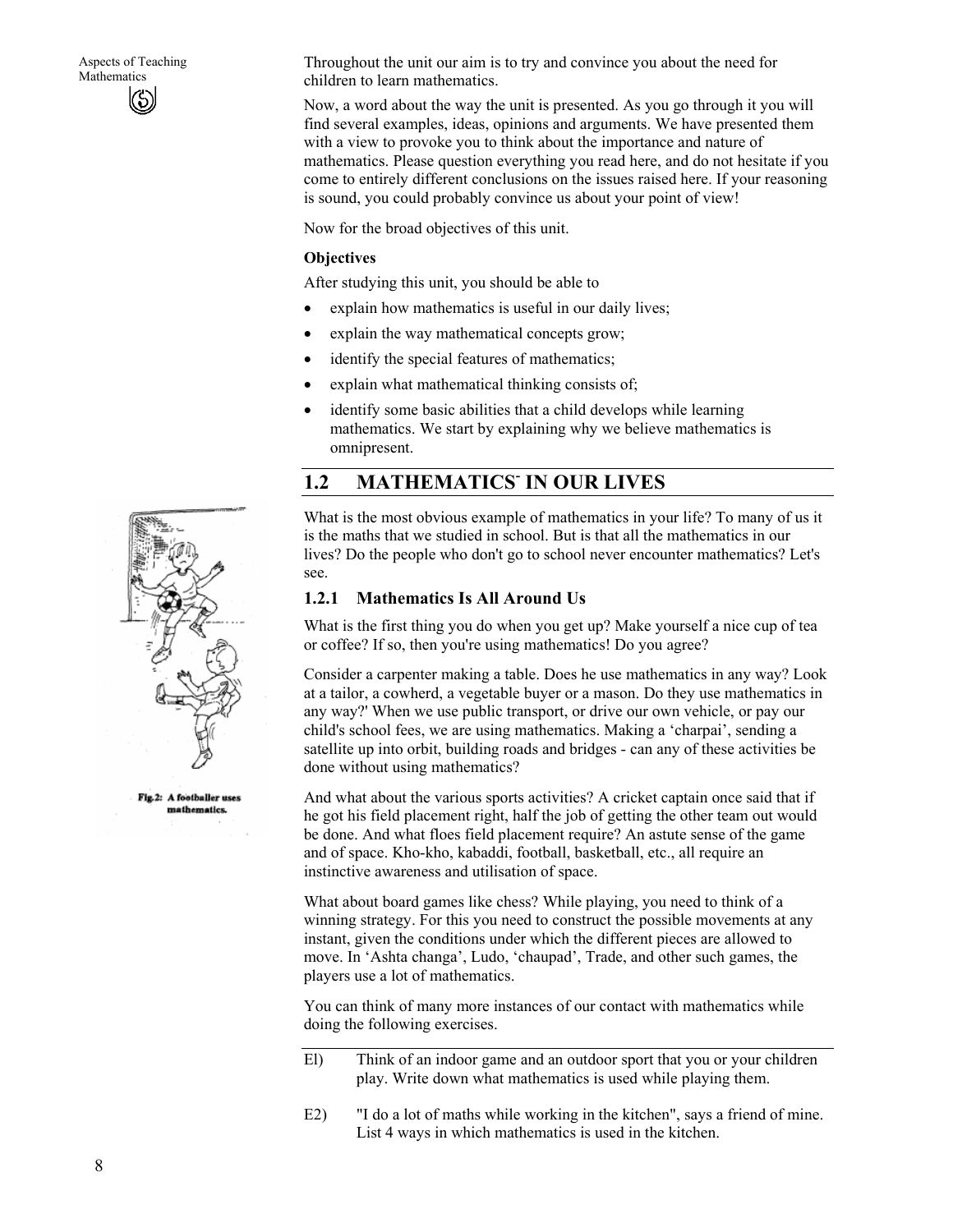Throughout the unit our aim is to try and convince you about the need for children to learn mathematics.

Now, a word about the way the unit is presented. As you go through it you will find several examples, ideas, opinions and arguments. We have presented them with a view to provoke you to think about the importance and nature of mathematics. Please question everything you read here, and do not hesitate if you come to entirely different conclusions on the issues raised here. If your reasoning is sound, you could probably convince us about your point of view!

Now for the broad objectives of this unit.

**Objectives**

After studying this unit, you should be able to

- explain how mathematics is useful in our daily lives;
- explain the way mathematical concepts grow;
- identify the special features of mathematics;
- explain what mathematical thinking consists of;
- identify some basic abilities that a child develops while learning mathematics. We start by explaining why we believe mathematics is omnipresent.

## 1.2 MATHEMATICS IN OUR LIVES

What is the most obvious example of mathematics in your life? To many of us it is the maths that we studied in school. But is that all the mathematics in our lives? Do the people who don't go to school never encounter mathematics? Let's see.

### 1.2.1 Mathematics Is All Around Us

What is the first thing you do when you get up? Make yourself a nice cup of tea or coffee? If so, then you're using mathematics! Do you agree?

Consider a carpenter making a table. Does he use mathematics in any way? Look at a tailor, a cowherd, a vegetable buyer or a mason. Do they use mathematics in any way?' When we use public transport, or drive our own vehicle, or pay our child's school fees, we are using mathematics. Making a 'charpai', sending a satellite up into orbit, building roads and bridges - can any of these activities be done without using mathematics?

Fig.2: A footballer uses mathematics.

And what about the various sports activities? A cricket captain once said that if he got his field placement right, half the job of getting the other team out would be done. And what floes field placement require? An astute sense of the game and of space. Kho-kho, kabaddi, football, basketball, etc., all require an instinctive awareness and utilisation of space.

What about board games like chess? While playing, you need to think of a winning strategy. For this you need to construct the possible movements at any instant, given the conditions under which the different pieces are allowed to move. In 'Ashta changa', Ludo, 'chaupad', Trade, and other such games, the players use a lot of mathematics.

You can think of many more instances of our contact with mathematics while doing the following exercises.

El) Think of an indoor game and an outdoor sport that you or your children play. Write down what mathematics is used while playing them.

E2) "I do a lot of maths while working in the kitchen", says a friend of mine. List 4 ways in which mathematics is used in the kitchen.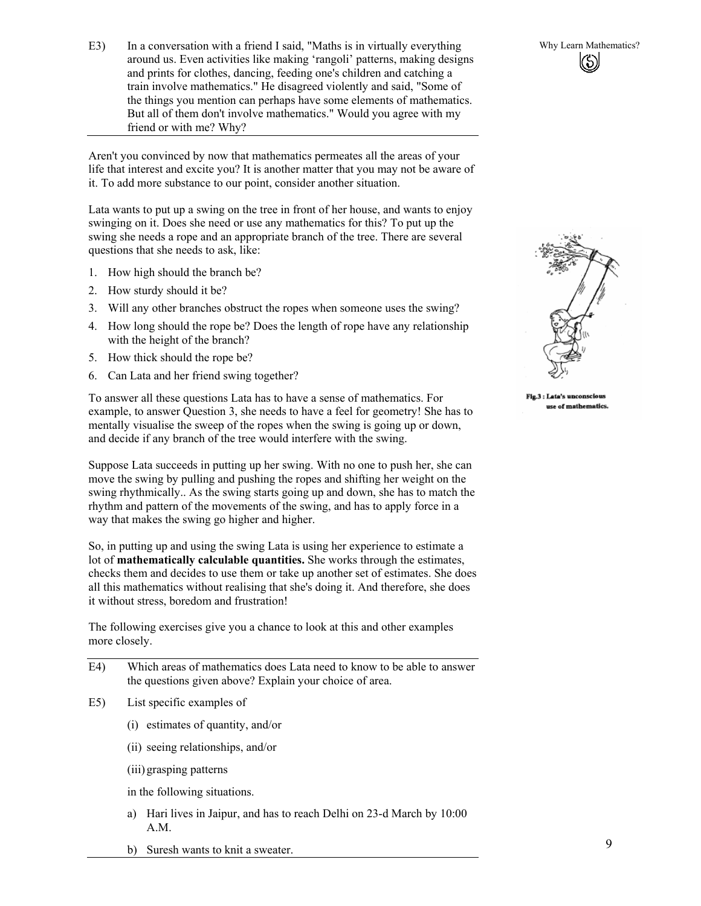E3) In a conversation with a friend I said, "Maths is in virtually everything around us. Even activities like making 'rangoli' patterns, making designs and prints for clothes, dancing, feeding one's children and catching a train involve mathematics." He disagreed violently and said, "Some of the things you mention can perhaps have some elements of mathematics. But all of them don't involve mathematics." Would you agree with my friend or with me? Why?

---

Aren't you convinced by now that mathematics permeates all the areas of your life that interest and excite you? It is another matter that you may not be aware of it. To add more substance to our point, consider another situation.

Lata wants to put up a swing on the tree in front of her house, and wants to enjoy swinging on it. Does she need or use any mathematics for this? To put up the swing she needs a rope and an appropriate branch of the tree. There are several questions that she needs to ask, like:

1. How high should the branch be?
2. How sturdy should it be?
3. Will any other branches obstruct the ropes when someone uses the swing?
4. How long should the rope be? Does the length of rope have any relationship with the height of the branch?
5. How thick should the rope be?
6. Can Lata and her friend swing together?

Fig.3 : Lata's unconscious use of mathematics.

To answer all these questions Lata has to have a sense of mathematics. For example, to answer Question 3, she needs to have a feel for geometry! She has to mentally visualise the sweep of the ropes when the swing is going up or down, and decide if any branch of the tree would interfere with the swing.

Suppose Lata succeeds in putting up her swing. With no one to push her, she can move the swing by pulling and pushing the ropes and shifting her weight on the swing rhythmically.. As the swing starts going up and down, she has to match the rhythm and pattern of the movements of the swing, and has to apply force in a way that makes the swing go higher and higher.

So, in putting up and using the swing Lata is using her experience to estimate a lot of **mathematically calculable quantities.** She works through the estimates, checks them and decides to use them or take up another set of estimates. She does all this mathematics without realising that she's doing it. And therefore, she does it without stress, boredom and frustration!

The following exercises give you a chance to look at this and other examples more closely.

---

E4) Which areas of mathematics does Lata need to know to be able to answer the questions given above? Explain your choice of area.

E5) List specific examples of

(i) estimates of quantity, and/or

(ii) seeing relationships, and/or

(iii) grasping patterns

in the following situations.

a) Hari lives in Jaipur, and has to reach Delhi on 23-d March by 10:00 A.M.

b) Suresh wants to knit a sweater.

---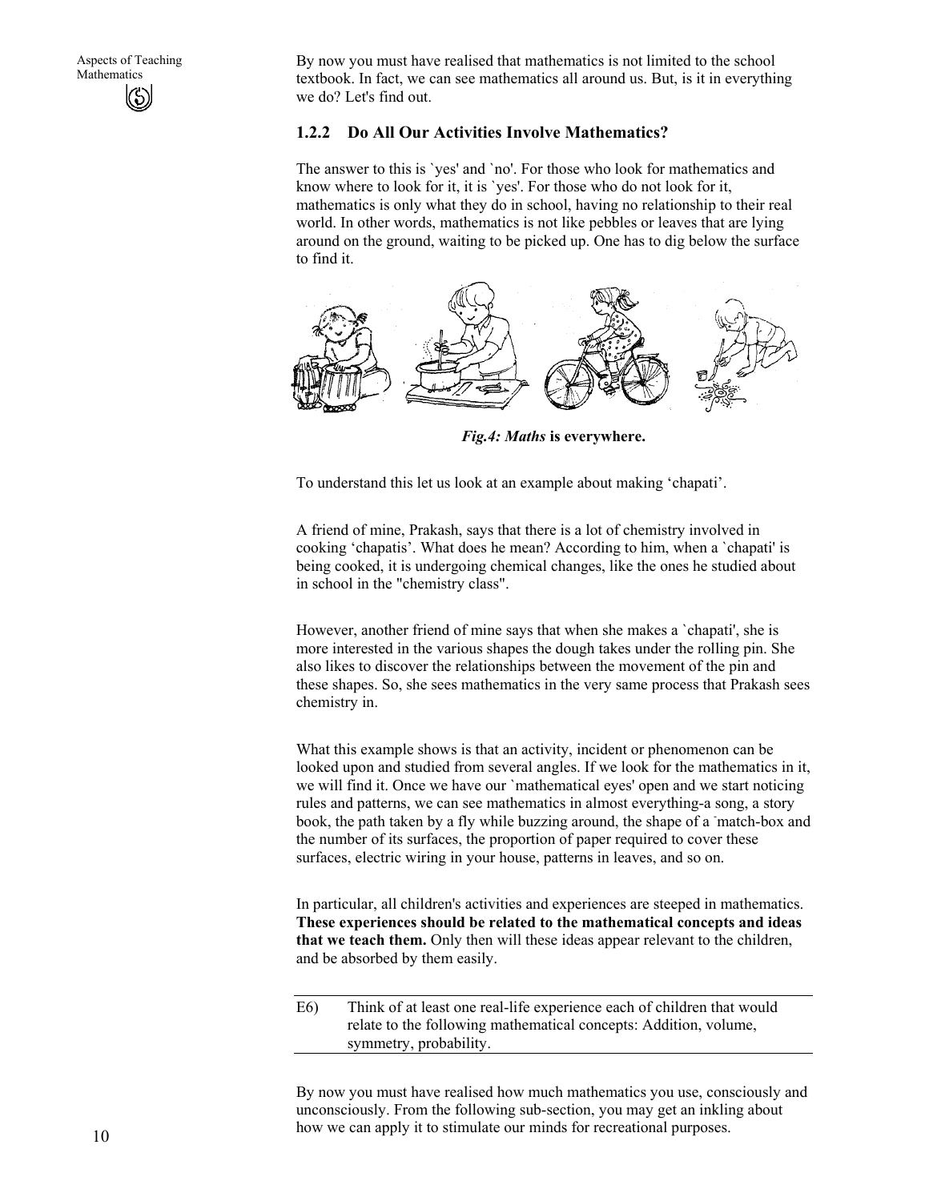By now you must have realised that mathematics is not limited to the school textbook. In fact, we can see mathematics all around us. But, is it in everything we do? Let's find out.

### 1.2.2 Do All Our Activities Involve Mathematics?

The answer to this is `yes' and `no'. For those who look for mathematics and know where to look for it, it is `yes'. For those who do not look for it, mathematics is only what they do in school, having no relationship to their real world. In other words, mathematics is not like pebbles or leaves that are lying around on the ground, waiting to be picked up. One has to dig below the surface to find it.

***Fig.4: Maths* is everywhere.**

To understand this let us look at an example about making 'chapati'.

A friend of mine, Prakash, says that there is a lot of chemistry involved in cooking 'chapatis'. What does he mean? According to him, when a `chapati' is being cooked, it is undergoing chemical changes, like the ones he studied about in school in the "chemistry class".

However, another friend of mine says that when she makes a `chapati', she is more interested in the various shapes the dough takes under the rolling pin. She also likes to discover the relationships between the movement of the pin and these shapes. So, she sees mathematics in the very same process that Prakash sees chemistry in.

What this example shows is that an activity, incident or phenomenon can be looked upon and studied from several angles. If we look for the mathematics in it, we will find it. Once we have our `mathematical eyes' open and we start noticing rules and patterns, we can see mathematics in almost everything-a song, a story book, the path taken by a fly while buzzing around, the shape of a match-box and the number of its surfaces, the proportion of paper required to cover these surfaces, electric wiring in your house, patterns in leaves, and so on.

In particular, all children's activities and experiences are steeped in mathematics. **These experiences should be related to the mathematical concepts and ideas that we teach them.** Only then will these ideas appear relevant to the children, and be absorbed by them easily.

---

E6) Think of at least one real-life experience each of children that would relate to the following mathematical concepts: Addition, volume, symmetry, probability.

---

By now you must have realised how much mathematics you use, consciously and unconsciously. From the following sub-section, you may get an inkling about how we can apply it to stimulate our minds for recreational purposes.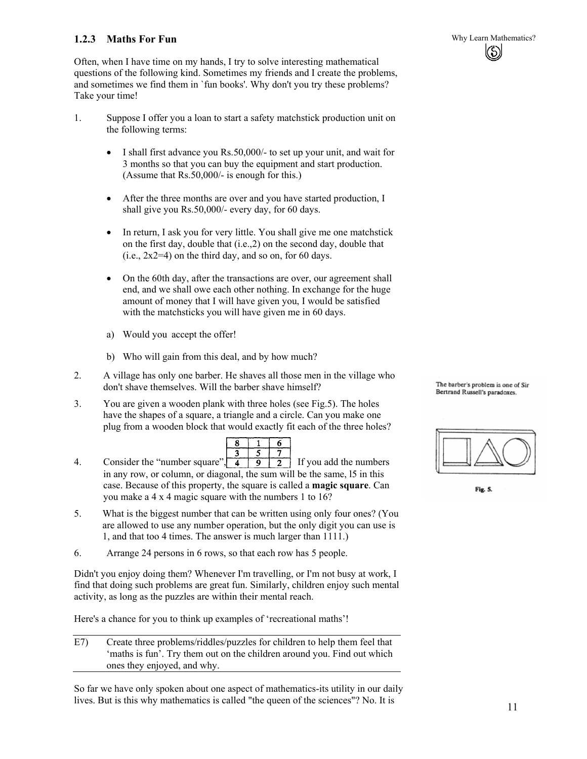### 1.2.3 Maths For Fun

Often, when I have time on my hands, I try to solve interesting mathematical questions of the following kind. Sometimes my friends and I create the problems, and sometimes we find them in `fun books'. Why don't you try these problems? Take your time!

1. Suppose I offer you a loan to start a safety matchstick production unit on the following terms:

   - I shall first advance you Rs.50,000/- to set up your unit, and wait for 3 months so that you can buy the equipment and start production. (Assume that Rs.50,000/- is enough for this.)

   - After the three months are over and you have started production, I shall give you Rs.50,000/- every day, for 60 days.

   - In return, I ask you for very little. You shall give me one matchstick on the first day, double that (i.e.,2) on the second day, double that (i.e., 2x2=4) on the third day, and so on, for 60 days.

   - On the 60th day, after the transactions are over, our agreement shall end, and we shall owe each other nothing. In exchange for the huge amount of money that I will have given you, I would be satisfied with the matchsticks you will have given me in 60 days.

   a) Would you accept the offer!

   b) Who will gain from this deal, and by how much?

2. A village has only one barber. He shaves all those men in the village who don't shave themselves. Will the barber shave himself?

   The barber's problem is one of Sir Bertrand Russell's paradoxes.

3. You are given a wooden plank with three holes (see Fig.5). The holes have the shapes of a square, a triangle and a circle. Can you make one plug from a wooden block that would exactly fit each of the three holes?

   Fig. 5.

4. Consider the "number square",

   | 8 | 1 | 6 |
   |---|---|---|
   | 3 | 5 | 7 |
   | 4 | 9 | 2 |

   If you add the numbers in any row, or column, or diagonal, the sum will be the same, l5 in this case. Because of this property, the square is called a **magic square**. Can you make a 4 x 4 magic square with the numbers 1 to 16?

5. What is the biggest number that can be written using only four ones? (You are allowed to use any number operation, but the only digit you can use is 1, and that too 4 times. The answer is much larger than 1111.)

6. Arrange 24 persons in 6 rows, so that each row has 5 people.

Didn't you enjoy doing them? Whenever I'm travelling, or I'm not busy at work, I find that doing such problems are great fun. Similarly, children enjoy such mental activity, as long as the puzzles are within their mental reach.

Here's a chance for you to think up examples of 'recreational maths'!

---

E7) Create three problems/riddles/puzzles for children to help them feel that 'maths is fun'. Try them out on the children around you. Find out which ones they enjoyed, and why.

---

So far we have only spoken about one aspect of mathematics-its utility in our daily lives. But is this why mathematics is called "the queen of the sciences"? No. It is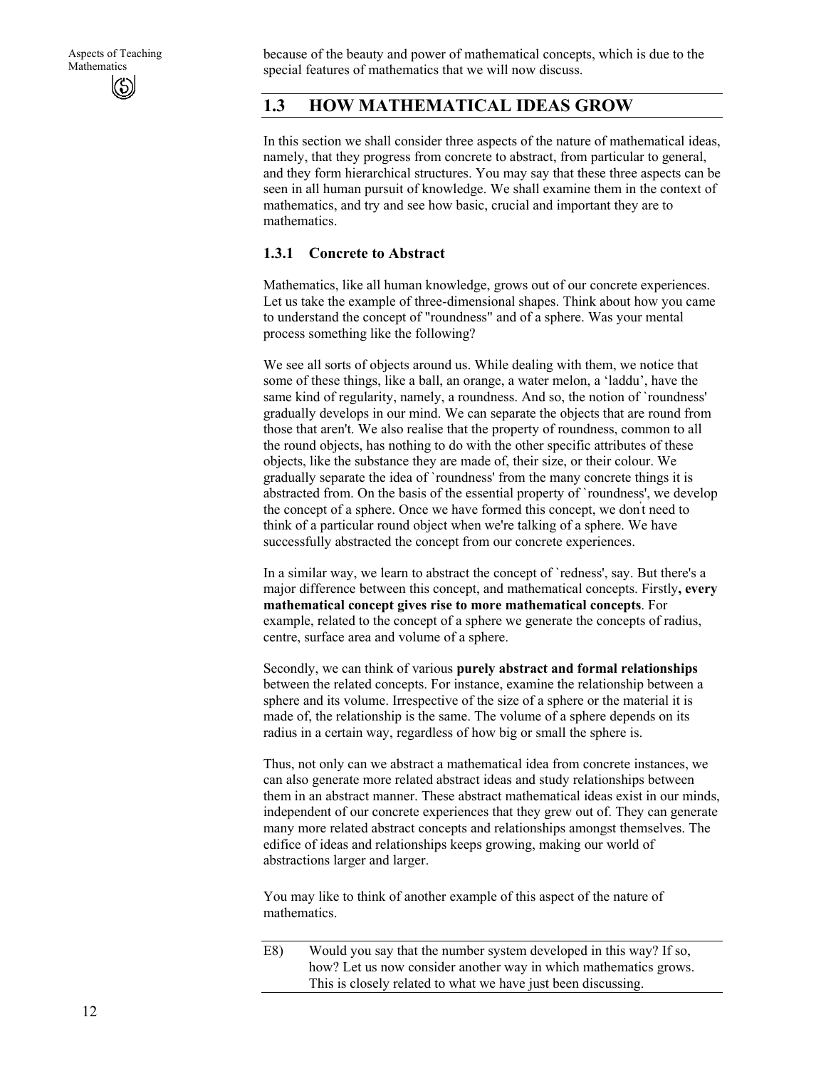because of the beauty and power of mathematical concepts, which is due to the special features of mathematics that we will now discuss.

## 1.3 HOW MATHEMATICAL IDEAS GROW

In this section we shall consider three aspects of the nature of mathematical ideas, namely, that they progress from concrete to abstract, from particular to general, and they form hierarchical structures. You may say that these three aspects can be seen in all human pursuit of knowledge. We shall examine them in the context of mathematics, and try and see how basic, crucial and important they are to mathematics.

### 1.3.1 Concrete to Abstract

Mathematics, like all human knowledge, grows out of our concrete experiences. Let us take the example of three-dimensional shapes. Think about how you came to understand the concept of "roundness" and of a sphere. Was your mental process something like the following?

We see all sorts of objects around us. While dealing with them, we notice that some of these things, like a ball, an orange, a water melon, a 'laddu', have the same kind of regularity, namely, a roundness. And so, the notion of `roundness' gradually develops in our mind. We can separate the objects that are round from those that aren't. We also realise that the property of roundness, common to all the round objects, has nothing to do with the other specific attributes of these objects, like the substance they are made of, their size, or their colour. We gradually separate the idea of `roundness' from the many concrete things it is abstracted from. On the basis of the essential property of `roundness', we develop the concept of a sphere. Once we have formed this concept, we don't need to think of a particular round object when we're talking of a sphere. We have successfully abstracted the concept from our concrete experiences.

In a similar way, we learn to abstract the concept of `redness', say. But there's a major difference between this concept, and mathematical concepts. Firstly**, every mathematical concept gives rise to more mathematical concepts**. For example, related to the concept of a sphere we generate the concepts of radius, centre, surface area and volume of a sphere.

Secondly, we can think of various **purely abstract and formal relationships** between the related concepts. For instance, examine the relationship between a sphere and its volume. Irrespective of the size of a sphere or the material it is made of, the relationship is the same. The volume of a sphere depends on its radius in a certain way, regardless of how big or small the sphere is.

Thus, not only can we abstract a mathematical idea from concrete instances, we can also generate more related abstract ideas and study relationships between them in an abstract manner. These abstract mathematical ideas exist in our minds, independent of our concrete experiences that they grew out of. They can generate many more related abstract concepts and relationships amongst themselves. The edifice of ideas and relationships keeps growing, making our world of abstractions larger and larger.

You may like to think of another example of this aspect of the nature of mathematics.

E8) Would you say that the number system developed in this way? If so, how? Let us now consider another way in which mathematics grows. This is closely related to what we have just been discussing.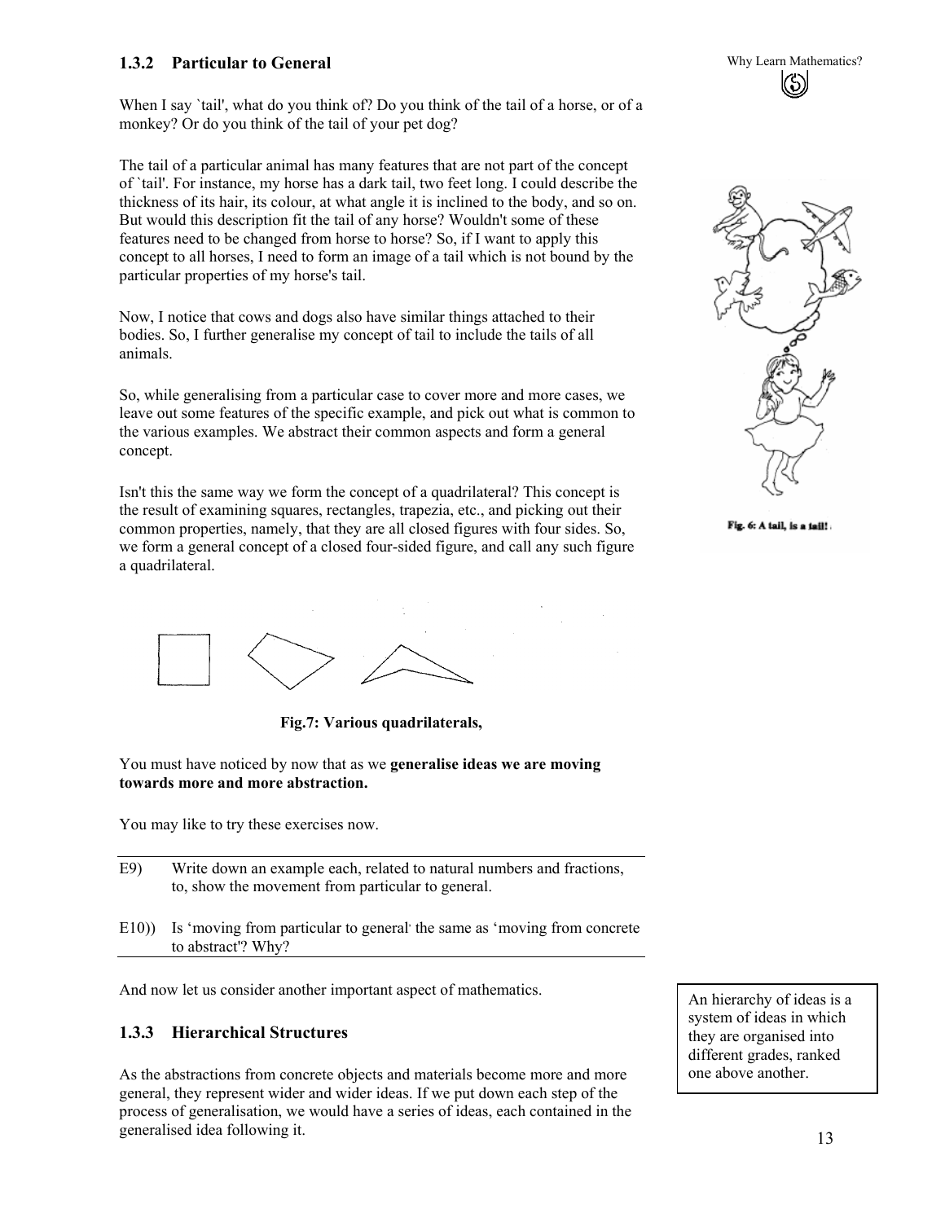### 1.3.2 Particular to General

When I say `tail', what do you think of? Do you think of the tail of a horse, or of a monkey? Or do you think of the tail of your pet dog?

The tail of a particular animal has many features that are not part of the concept of `tail'. For instance, my horse has a dark tail, two feet long. I could describe the thickness of its hair, its colour, at what angle it is inclined to the body, and so on. But would this description fit the tail of any horse? Wouldn't some of these features need to be changed from horse to horse? So, if I want to apply this concept to all horses, I need to form an image of a tail which is not bound by the particular properties of my horse's tail.

Now, I notice that cows and dogs also have similar things attached to their bodies. So, I further generalise my concept of tail to include the tails of all animals.

So, while generalising from a particular case to cover more and more cases, we leave out some features of the specific example, and pick out what is common to the various examples. We abstract their common aspects and form a general concept.

Isn't this the same way we form the concept of a quadrilateral? This concept is the result of examining squares, rectangles, trapezia, etc., and picking out their common properties, namely, that they are all closed figures with four sides. So, we form a general concept of a closed four-sided figure, and call any such figure a quadrilateral.

Fig. 6: A tail, is a tail!

**Fig.7: Various quadrilaterals,**

You must have noticed by now that as we **generalise ideas we are moving towards more and more abstraction.**

You may like to try these exercises now.

E9) Write down an example each, related to natural numbers and fractions, to, show the movement from particular to general.

E10)) Is 'moving from particular to general' the same as 'moving from concrete to abstract'? Why?

And now let us consider another important aspect of mathematics.

### 1.3.3 Hierarchical Structures

As the abstractions from concrete objects and materials become more and more general, they represent wider and wider ideas. If we put down each step of the process of generalisation, we would have a series of ideas, each contained in the generalised idea following it.

An hierarchy of ideas is a system of ideas in which they are organised into different grades, ranked one above another.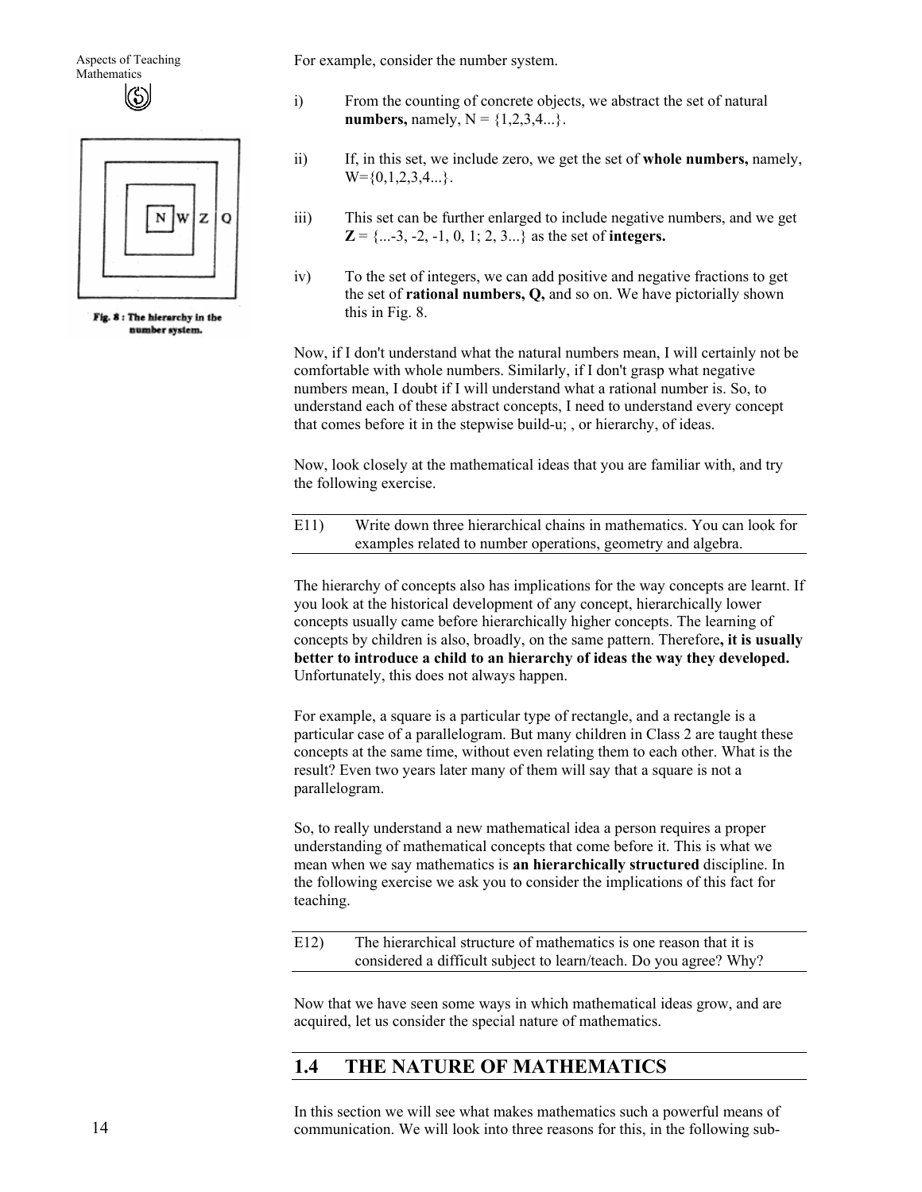For example, consider the number system.

i) From the counting of concrete objects, we abstract the set of natural **numbers,** namely, N = {1,2,3,4...}.

ii) If, in this set, we include zero, we get the set of **whole numbers,** namely, W={0,1,2,3,4...}.

iii) This set can be further enlarged to include negative numbers, and we get **Z** = {...-3, -2, -1, 0, 1; 2, 3...} as the set of **integers.**

iv) To the set of integers, we can add positive and negative fractions to get the set of **rational numbers, Q,** and so on. We have pictorially shown this in Fig. 8.

Fig. 8 : The hierarchy in the number system.

Now, if I don't understand what the natural numbers mean, I will certainly not be comfortable with whole numbers. Similarly, if I don't grasp what negative numbers mean, I doubt if I will understand what a rational number is. So, to understand each of these abstract concepts, I need to understand every concept that comes before it in the stepwise build-u; , or hierarchy, of ideas.

Now, look closely at the mathematical ideas that you are familiar with, and try the following exercise.

E11) Write down three hierarchical chains in mathematics. You can look for examples related to number operations, geometry and algebra.

The hierarchy of concepts also has implications for the way concepts are learnt. If you look at the historical development of any concept, hierarchically lower concepts usually came before hierarchically higher concepts. The learning of concepts by children is also, broadly, on the same pattern. Therefore**, it is usually better to introduce a child to an hierarchy of ideas the way they developed.** Unfortunately, this does not always happen.

For example, a square is a particular type of rectangle, and a rectangle is a particular case of a parallelogram. But many children in Class 2 are taught these concepts at the same time, without even relating them to each other. What is the result? Even two years later many of them will say that a square is not a parallelogram.

So, to really understand a new mathematical idea a person requires a proper understanding of mathematical concepts that come before it. This is what we mean when we say mathematics is **an hierarchically structured** discipline. In the following exercise we ask you to consider the implications of this fact for teaching.

E12) The hierarchical structure of mathematics is one reason that it is considered a difficult subject to learn/teach. Do you agree? Why?

Now that we have seen some ways in which mathematical ideas grow, and are acquired, let us consider the special nature of mathematics.

## 1.4 THE NATURE OF MATHEMATICS

In this section we will see what makes mathematics such a powerful means of communication. We will look into three reasons for this, in the following sub-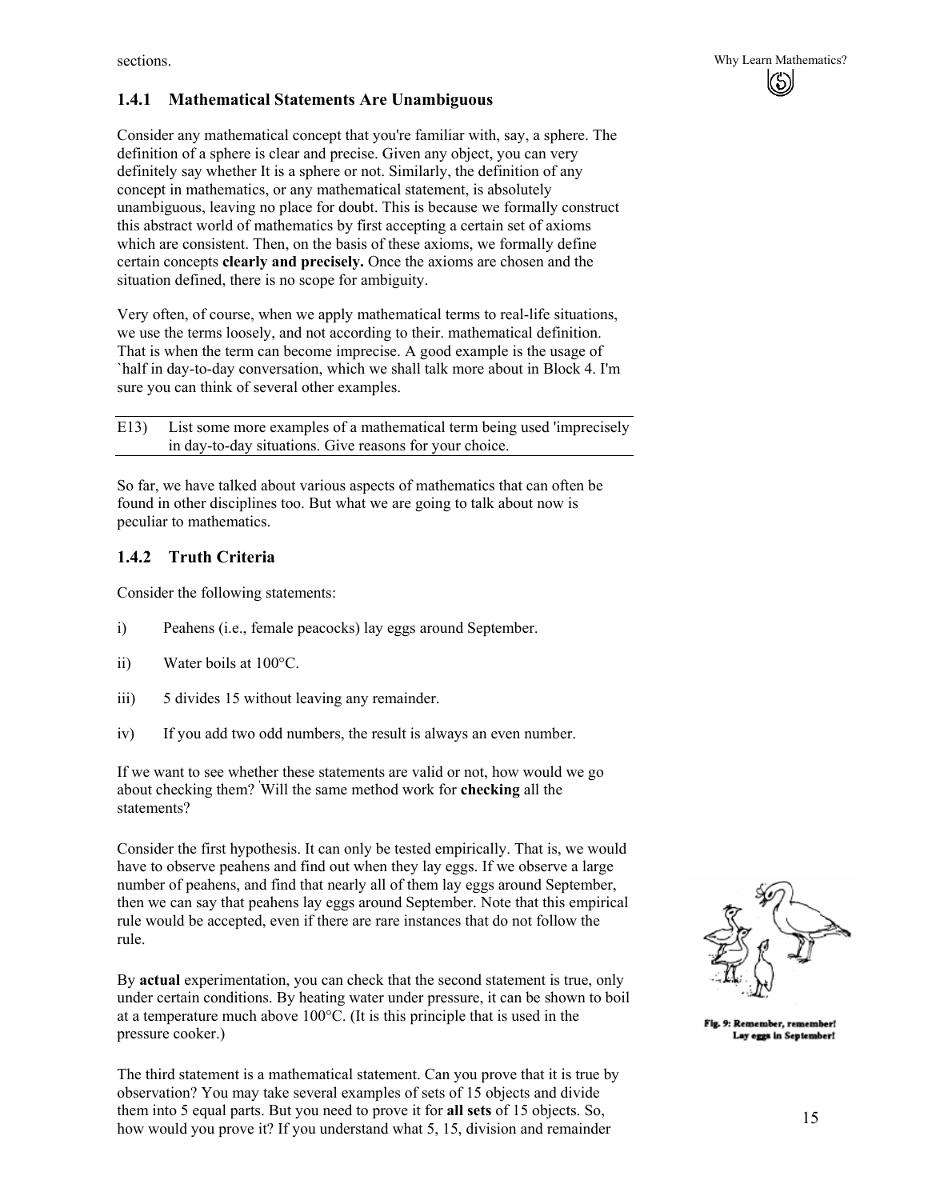sections.

### 1.4.1 Mathematical Statements Are Unambiguous

Consider any mathematical concept that you're familiar with, say, a sphere. The definition of a sphere is clear and precise. Given any object, you can very definitely say whether It is a sphere or not. Similarly, the definition of any concept in mathematics, or any mathematical statement, is absolutely unambiguous, leaving no place for doubt. This is because we formally construct this abstract world of mathematics by first accepting a certain set of axioms which are consistent. Then, on the basis of these axioms, we formally define certain concepts **clearly and precisely.** Once the axioms are chosen and the situation defined, there is no scope for ambiguity.

Very often, of course, when we apply mathematical terms to real-life situations, we use the terms loosely, and not according to their. mathematical definition. That is when the term can become imprecise. A good example is the usage of `half in day-to-day conversation, which we shall talk more about in Block 4. I'm sure you can think of several other examples.

E13) List some more examples of a mathematical term being used 'imprecisely in day-to-day situations. Give reasons for your choice.

So far, we have talked about various aspects of mathematics that can often be found in other disciplines too. But what we are going to talk about now is peculiar to mathematics.

### 1.4.2 Truth Criteria

Consider the following statements:

i) Peahens (i.e., female peacocks) lay eggs around September.

ii) Water boils at 100°C.

iii) 5 divides 15 without leaving any remainder.

iv) If you add two odd numbers, the result is always an even number.

If we want to see whether these statements are valid or not, how would we go about checking them? Will the same method work for **checking** all the statements?

Consider the first hypothesis. It can only be tested empirically. That is, we would have to observe peahens and find out when they lay eggs. If we observe a large number of peahens, and find that nearly all of them lay eggs around September, then we can say that peahens lay eggs around September. Note that this empirical rule would be accepted, even if there are rare instances that do not follow the rule.

Fig. 9: Remember, remember! Lay eggs in September!

By **actual** experimentation, you can check that the second statement is true, only under certain conditions. By heating water under pressure, it can be shown to boil at a temperature much above 100°C. (It is this principle that is used in the pressure cooker.)

The third statement is a mathematical statement. Can you prove that it is true by observation? You may take several examples of sets of 15 objects and divide them into 5 equal parts. But you need to prove it for **all sets** of 15 objects. So, how would you prove it? If you understand what 5, 15, division and remainder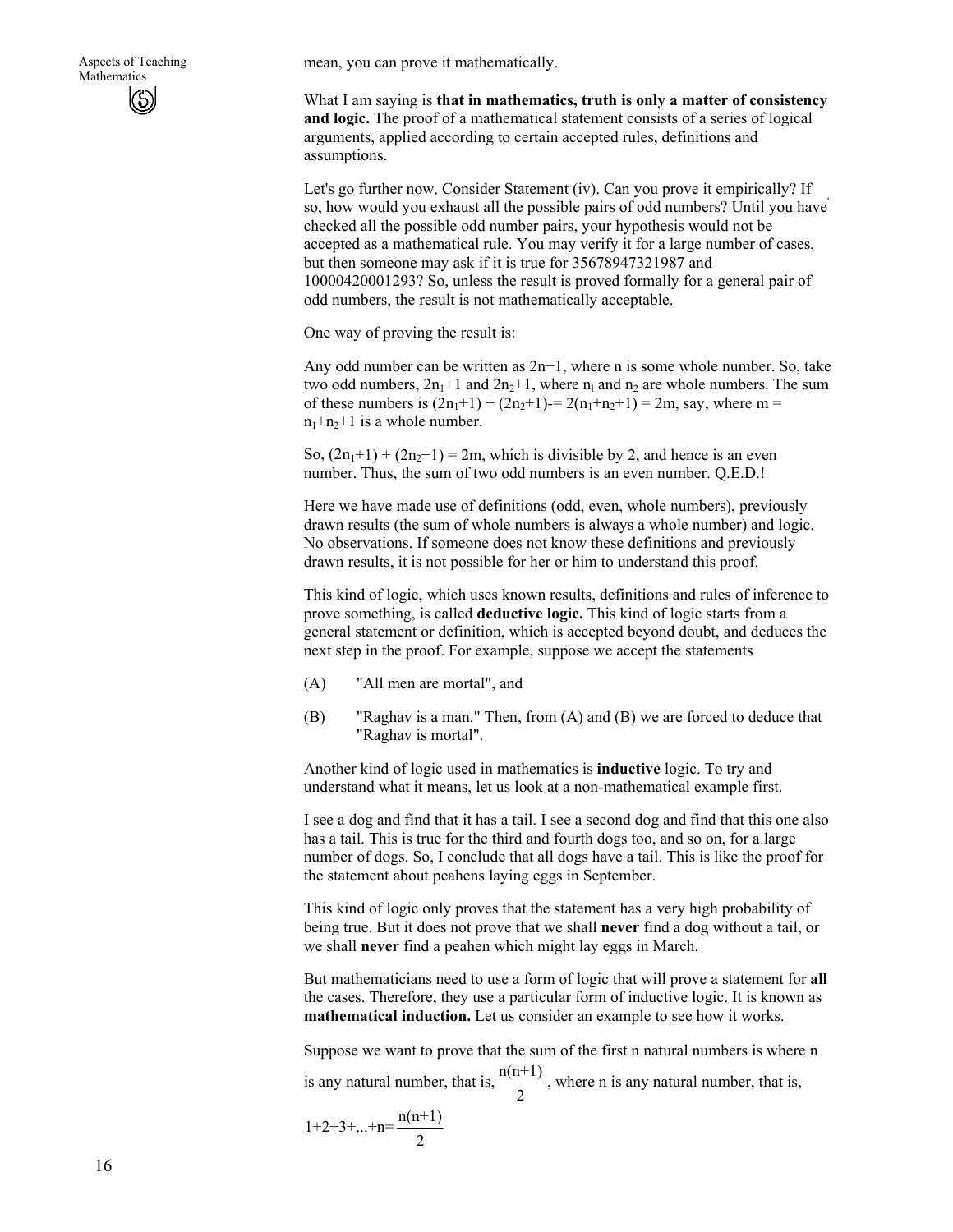mean, you can prove it mathematically.

What I am saying is **that in mathematics, truth is only a matter of consistency and logic.** The proof of a mathematical statement consists of a series of logical arguments, applied according to certain accepted rules, definitions and assumptions.

Let's go further now. Consider Statement (iv). Can you prove it empirically? If so, how would you exhaust all the possible pairs of odd numbers? Until you have checked all the possible odd number pairs, your hypothesis would not be accepted as a mathematical rule. You may verify it for a large number of cases, but then someone may ask if it is true for 35678947321987 and 10000420001293? So, unless the result is proved formally for a general pair of odd numbers, the result is not mathematically acceptable.

One way of proving the result is:

Any odd number can be written as 2n+1, where n is some whole number. So, take two odd numbers, $2n_1+1$ and $2n_2+1$, where $n_1$ and $n_2$ are whole numbers. The sum of these numbers is $(2n_1+1) + (2n_2+1) = 2(n_1+n_2+1) = 2m$, say, where $m = n_1+n_2+1$ is a whole number.

So, $(2n_1+1) + (2n_2+1) = 2m$, which is divisible by 2, and hence is an even number. Thus, the sum of two odd numbers is an even number. Q.E.D.!

Here we have made use of definitions (odd, even, whole numbers), previously drawn results (the sum of whole numbers is always a whole number) and logic. No observations. If someone does not know these definitions and previously drawn results, it is not possible for her or him to understand this proof.

This kind of logic, which uses known results, definitions and rules of inference to prove something, is called **deductive logic.** This kind of logic starts from a general statement or definition, which is accepted beyond doubt, and deduces the next step in the proof. For example, suppose we accept the statements

(A) "All men are mortal", and

(B) "Raghav is a man." Then, from (A) and (B) we are forced to deduce that "Raghav is mortal".

Another kind of logic used in mathematics is **inductive** logic. To try and understand what it means, let us look at a non-mathematical example first.

I see a dog and find that it has a tail. I see a second dog and find that this one also has a tail. This is true for the third and fourth dogs too, and so on, for a large number of dogs. So, I conclude that all dogs have a tail. This is like the proof for the statement about peahens laying eggs in September.

This kind of logic only proves that the statement has a very high probability of being true. But it does not prove that we shall **never** find a dog without a tail, or we shall **never** find a peahen which might lay eggs in March.

But mathematicians need to use a form of logic that will prove a statement for **all** the cases. Therefore, they use a particular form of inductive logic. It is known as **mathematical induction.** Let us consider an example to see how it works.

Suppose we want to prove that the sum of the first n natural numbers is where n is any natural number, that is, $\frac{n(n+1)}{2}$, where n is any natural number, that is,

$$1+2+3+...+n=\frac{n(n+1)}{2}$$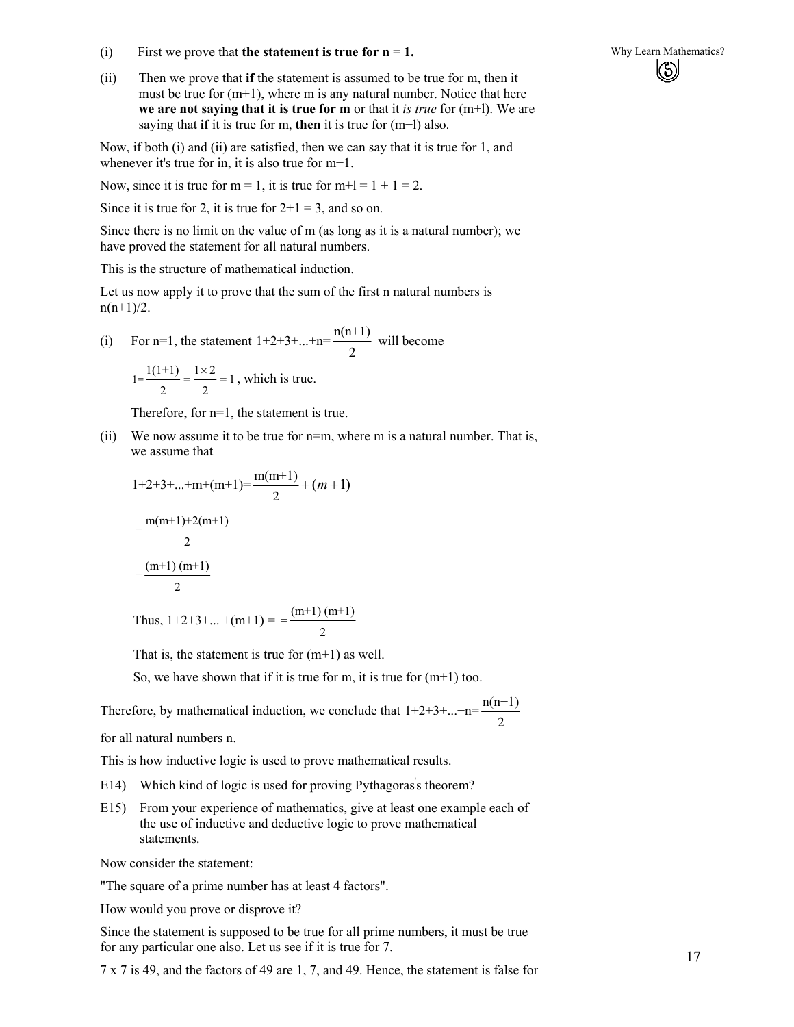(i) First we prove that **the statement is true for n = 1.**

(ii) Then we prove that **if** the statement is assumed to be true for m, then it must be true for (m+1), where m is any natural number. Notice that here **we are not saying that it is true for m** or that it *is true* for (m+l). We are saying that **if** it is true for m, **then** it is true for (m+l) also.

Now, if both (i) and (ii) are satisfied, then we can say that it is true for 1, and whenever it's true for in, it is also true for m+1.

Now, since it is true for m = 1, it is true for m+l = 1 + 1 = 2.

Since it is true for 2, it is true for 2+1 = 3, and so on.

Since there is no limit on the value of m (as long as it is a natural number); we have proved the statement for all natural numbers.

This is the structure of mathematical induction.

Let us now apply it to prove that the sum of the first n natural numbers is n(n+1)/2.

(i) For n=1, the statement $1+2+3+...+n=\frac{n(n+1)}{2}$ will become

$1=\frac{1(1+1)}{2}=\frac{1\times 2}{2}=1$, which is true.

Therefore, for n=1, the statement is true.

(ii) We now assume it to be true for n=m, where m is a natural number. That is, we assume that

$$1+2+3+...+m+(m+1)=\frac{m(m+1)}{2}+(m+1)$$

$$=\frac{m(m+1)+2(m+1)}{2}$$

$$=\frac{(m+1)\,(m+1)}{2}$$

Thus, $1+2+3+...+(m+1) = =\frac{(m+1)\,(m+1)}{2}$

That is, the statement is true for (m+1) as well.

So, we have shown that if it is true for m, it is true for (m+1) too.

Therefore, by mathematical induction, we conclude that $1+2+3+...+n=\frac{n(n+1)}{2}$ for all natural numbers n.

This is how inductive logic is used to prove mathematical results.

---

E14) Which kind of logic is used for proving Pythagoras's theorem?

E15) From your experience of mathematics, give at least one example each of the use of inductive and deductive logic to prove mathematical statements.

---

Now consider the statement:

"The square of a prime number has at least 4 factors".

How would you prove or disprove it?

Since the statement is supposed to be true for all prime numbers, it must be true for any particular one also. Let us see if it is true for 7.

7 x 7 is 49, and the factors of 49 are 1, 7, and 49. Hence, the statement is false for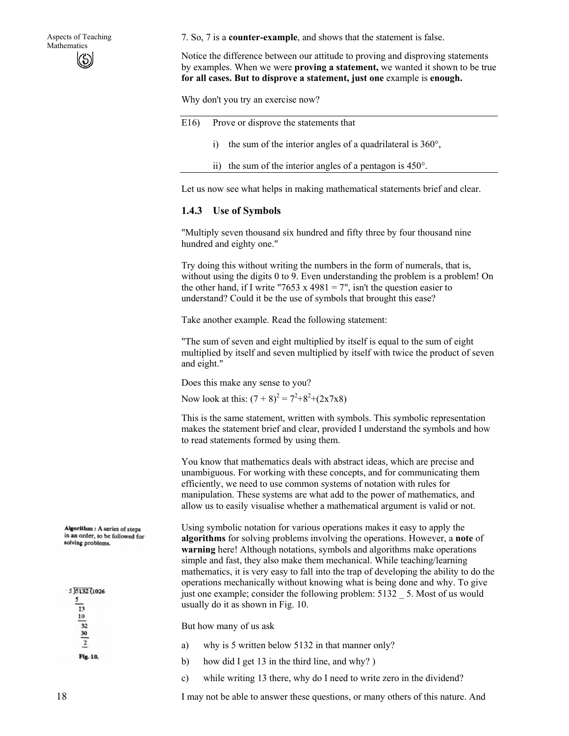7. So, 7 is a **counter-example**, and shows that the statement is false.

Notice the difference between our attitude to proving and disproving statements by examples. When we were **proving a statement,** we wanted it shown to be true **for all cases. But to disprove a statement, just one** example is **enough.**

Why don't you try an exercise now?

---

E16) Prove or disprove the statements that

i) the sum of the interior angles of a quadrilateral is 360°,

ii) the sum of the interior angles of a pentagon is 450°.

---

Let us now see what helps in making mathematical statements brief and clear.

### 1.4.3 Use of Symbols

"Multiply seven thousand six hundred and fifty three by four thousand nine hundred and eighty one."

Try doing this without writing the numbers in the form of numerals, that is, without using the digits 0 to 9. Even understanding the problem is a problem! On the other hand, if I write "7653 x 4981 = 7", isn't the question easier to understand? Could it be the use of symbols that brought this ease?

Take another example. Read the following statement:

"The sum of seven and eight multiplied by itself is equal to the sum of eight multiplied by itself and seven multiplied by itself with twice the product of seven and eight."

Does this make any sense to you?

Now look at this: $(7 + 8)^2 = 7^2+8^2+(2x7x8)$

This is the same statement, written with symbols. This symbolic representation makes the statement brief and clear, provided I understand the symbols and how to read statements formed by using them.

You know that mathematics deals with abstract ideas, which are precise and unambiguous. For working with these concepts, and for communicating them efficiently, we need to use common systems of notation with rules for manipulation. These systems are what add to the power of mathematics, and allow us to easily visualise whether a mathematical argument is valid or not.

**Algorithm :** A series of steps in an order, to be followed for solving problems.

Using symbolic notation for various operations makes it easy to apply the **algorithms** for solving problems involving the operations. However, a **note** of **warning** here! Although notations, symbols and algorithms make operations simple and fast, they also make them mechanical. While teaching/learning mathematics, it is very easy to fall into the trap of developing the ability to do the operations mechanically without knowing what is being done and why. To give just one example; consider the following problem: 5132 _ 5. Most of us would usually do it as shown in Fig. 10.

```
5)5132(1026
  5
  13
  10
   32
   30
    2
```

Fig. 10.

But how many of us ask

a) why is 5 written below 5132 in that manner only?

b) how did I get 13 in the third line, and why? )

c) while writing 13 there, why do I need to write zero in the dividend?

I may not be able to answer these questions, or many others of this nature. And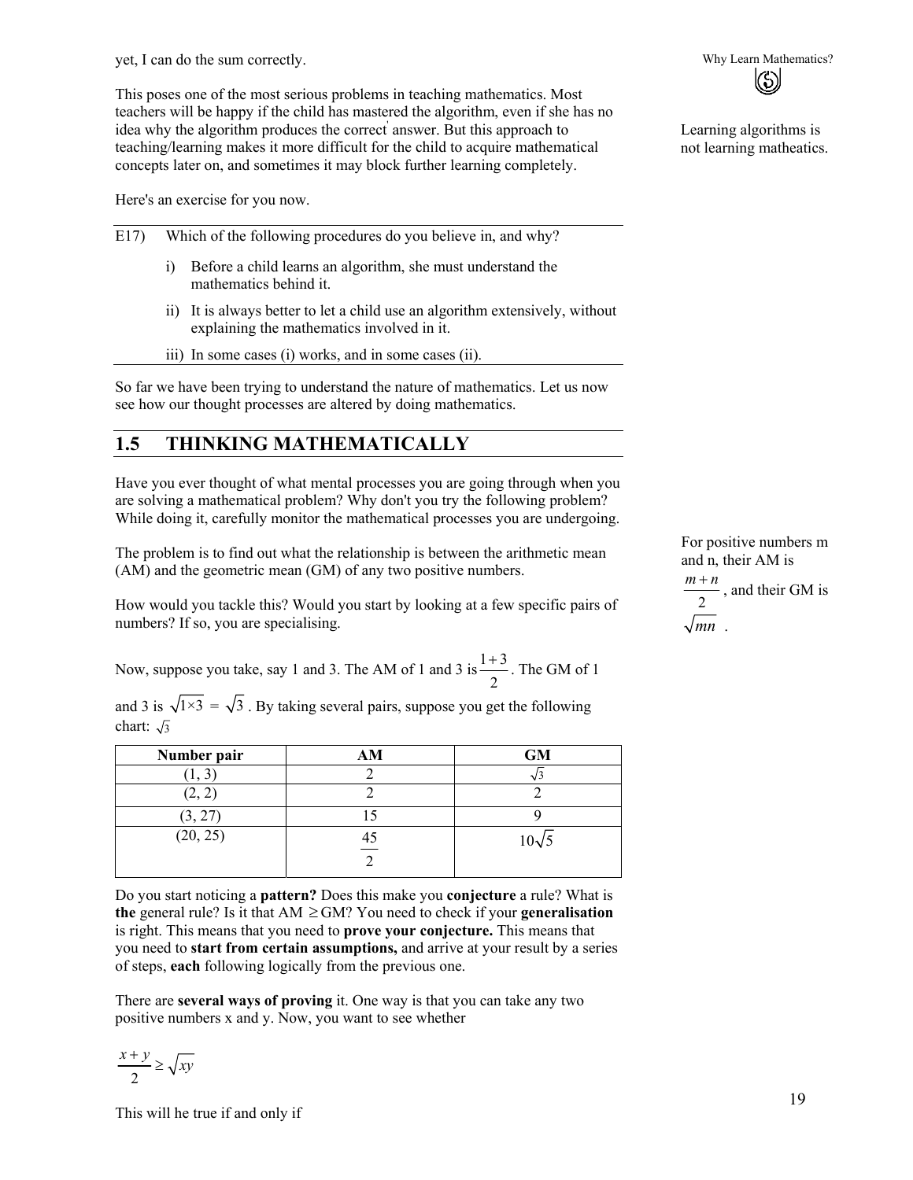yet, I can do the sum correctly.

This poses one of the most serious problems in teaching mathematics. Most teachers will be happy if the child has mastered the algorithm, even if she has no idea why the algorithm produces the correct answer. But this approach to teaching/learning makes it more difficult for the child to acquire mathematical concepts later on, and sometimes it may block further learning completely.

Learning algorithms is not learning matheatics.

Here's an exercise for you now.

---

E17) Which of the following procedures do you believe in, and why?

i) Before a child learns an algorithm, she must understand the mathematics behind it.

ii) It is always better to let a child use an algorithm extensively, without explaining the mathematics involved in it.

iii) In some cases (i) works, and in some cases (ii).

---

So far we have been trying to understand the nature of mathematics. Let us now see how our thought processes are altered by doing mathematics.

## 1.5 THINKING MATHEMATICALLY

Have you ever thought of what mental processes you are going through when you are solving a mathematical problem? Why don't you try the following problem? While doing it, carefully monitor the mathematical processes you are undergoing.

The problem is to find out what the relationship is between the arithmetic mean (AM) and the geometric mean (GM) of any two positive numbers.

For positive numbers m and n, their AM is $\frac{m+n}{2}$, and their GM is $\sqrt{mn}$.

How would you tackle this? Would you start by looking at a few specific pairs of numbers? If so, you are specialising.

Now, suppose you take, say 1 and 3. The AM of 1 and 3 is $\frac{1+3}{2}$. The GM of 1 and 3 is $\sqrt{1 \times 3} = \sqrt{3}$. By taking several pairs, suppose you get the following chart: $\sqrt{3}$

| Number pair | AM | GM |
|---|---|---|
| (1, 3) | 2 | $\sqrt{3}$ |
| (2, 2) | 2 | 2 |
| (3, 27) | 15 | 9 |
| (20, 25) | $\frac{45}{2}$ | $10\sqrt{5}$ |

Do you start noticing a **pattern?** Does this make you **conjecture** a rule? What is **the** general rule? Is it that AM $\geq$ GM? You need to check if your **generalisation** is right. This means that you need to **prove your conjecture.** This means that you need to **start from certain assumptions,** and arrive at your result by a series of steps, **each** following logically from the previous one.

There are **several ways of proving** it. One way is that you can take any two positive numbers x and y. Now, you want to see whether

$$\frac{x+y}{2} \geq \sqrt{xy}$$

This will he true if and only if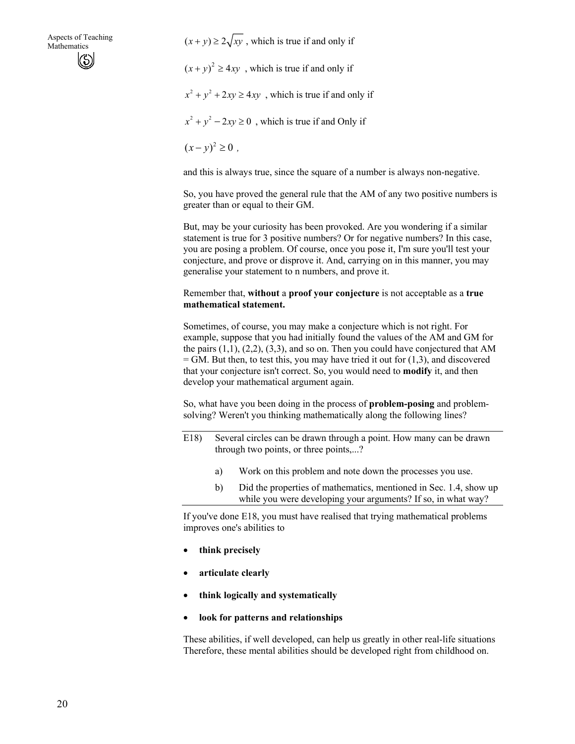$(x+y) \geq 2\sqrt{xy}$ , which is true if and only if

$(x+y)^2 \geq 4xy$ , which is true if and only if

$x^2 + y^2 + 2xy \geq 4xy$ , which is true if and only if

$x^2 + y^2 - 2xy \geq 0$ , which is true if and Only if

$(x-y)^2 \geq 0$ ,

and this is always true, since the square of a number is always non-negative.

So, you have proved the general rule that the AM of any two positive numbers is greater than or equal to their GM.

But, may be your curiosity has been provoked. Are you wondering if a similar statement is true for 3 positive numbers? Or for negative numbers? In this case, you are posing a problem. Of course, once you pose it, I'm sure you'll test your conjecture, and prove or disprove it. And, carrying on in this manner, you may generalise your statement to n numbers, and prove it.

Remember that, **without** a **proof your conjecture** is not acceptable as a **true mathematical statement.**

Sometimes, of course, you may make a conjecture which is not right. For example, suppose that you had initially found the values of the AM and GM for the pairs (1,1), (2,2), (3,3), and so on. Then you could have conjectured that AM = GM. But then, to test this, you may have tried it out for (1,3), and discovered that your conjecture isn't correct. So, you would need to **modify** it, and then develop your mathematical argument again.

So, what have you been doing in the process of **problem-posing** and problem-solving? Weren't you thinking mathematically along the following lines?

---

E18) Several circles can be drawn through a point. How many can be drawn through two points, or three points,...?

a) Work on this problem and note down the processes you use.

b) Did the properties of mathematics, mentioned in Sec. 1.4, show up while you were developing your arguments? If so, in what way?

---

If you've done E18, you must have realised that trying mathematical problems improves one's abilities to

- **think precisely**
- **articulate clearly**
- **think logically and systematically**
- **look for patterns and relationships**

These abilities, if well developed, can help us greatly in other real-life situations Therefore, these mental abilities should be developed right from childhood on.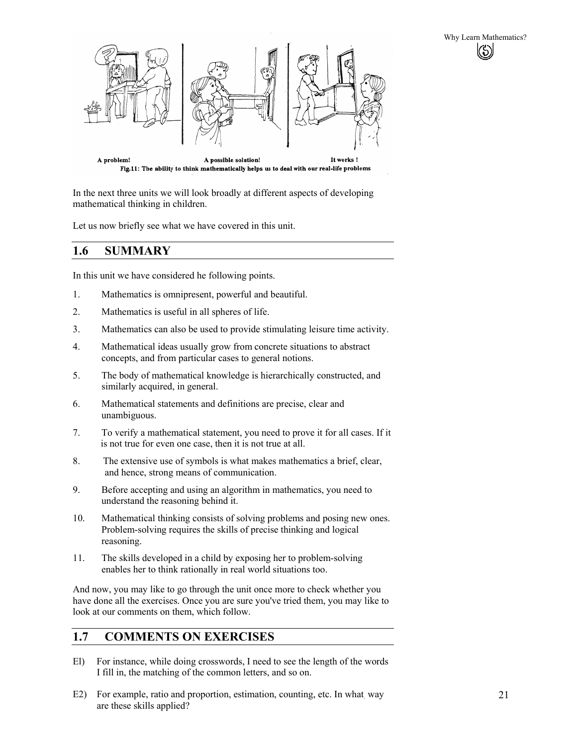A problem! A possible solution! It works !

Fig.11: The ability to think mathematically helps us to deal with our real-life problems

In the next three units we will look broadly at different aspects of developing mathematical thinking in children.

Let us now briefly see what we have covered in this unit.

## 1.6 SUMMARY

In this unit we have considered he following points.

1. Mathematics is omnipresent, powerful and beautiful.
2. Mathematics is useful in all spheres of life.
3. Mathematics can also be used to provide stimulating leisure time activity.
4. Mathematical ideas usually grow from concrete situations to abstract concepts, and from particular cases to general notions.
5. The body of mathematical knowledge is hierarchically constructed, and similarly acquired, in general.
6. Mathematical statements and definitions are precise, clear and unambiguous.
7. To verify a mathematical statement, you need to prove it for all cases. If it is not true for even one case, then it is not true at all.
8. The extensive use of symbols is what makes mathematics a brief, clear, and hence, strong means of communication.
9. Before accepting and using an algorithm in mathematics, you need to understand the reasoning behind it.
10. Mathematical thinking consists of solving problems and posing new ones. Problem-solving requires the skills of precise thinking and logical reasoning.
11. The skills developed in a child by exposing her to problem-solving enables her to think rationally in real world situations too.

And now, you may like to go through the unit once more to check whether you have done all the exercises. Once you are sure you've tried them, you may like to look at our comments on them, which follow.

## 1.7 COMMENTS ON EXERCISES

El) For instance, while doing crosswords, I need to see the length of the words I fill in, the matching of the common letters, and so on.

E2) For example, ratio and proportion, estimation, counting, etc. In what way are these skills applied?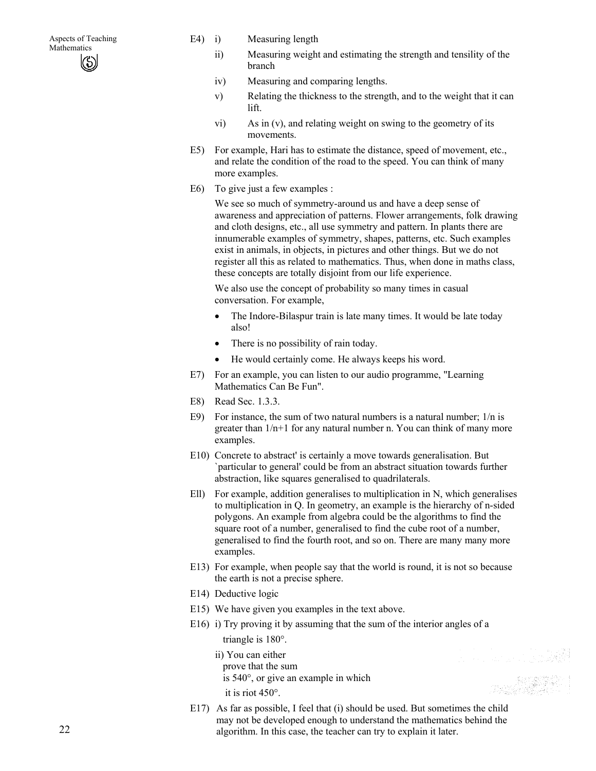E4) i) Measuring length

ii) Measuring weight and estimating the strength and tensility of the branch

iv) Measuring and comparing lengths.

v) Relating the thickness to the strength, and to the weight that it can lift.

vi) As in (v), and relating weight on swing to the geometry of its movements.

E5) For example, Hari has to estimate the distance, speed of movement, etc., and relate the condition of the road to the speed. You can think of many more examples.

E6) To give just a few examples :

We see so much of symmetry-around us and have a deep sense of awareness and appreciation of patterns. Flower arrangements, folk drawing and cloth designs, etc., all use symmetry and pattern. In plants there are innumerable examples of symmetry, shapes, patterns, etc. Such examples exist in animals, in objects, in pictures and other things. But we do not register all this as related to mathematics. Thus, when done in maths class, these concepts are totally disjoint from our life experience.

We also use the concept of probability so many times in casual conversation. For example,

- The Indore-Bilaspur train is late many times. It would be late today also!
- There is no possibility of rain today.
- He would certainly come. He always keeps his word.

E7) For an example, you can listen to our audio programme, "Learning Mathematics Can Be Fun".

E8) Read Sec. 1.3.3.

E9) For instance, the sum of two natural numbers is a natural number; 1/n is greater than 1/n+1 for any natural number n. You can think of many more examples.

E10) Concrete to abstract' is certainly a move towards generalisation. But `particular to general' could be from an abstract situation towards further abstraction, like squares generalised to quadrilaterals.

Ell) For example, addition generalises to multiplication in N, which generalises to multiplication in Q. In geometry, an example is the hierarchy of n-sided polygons. An example from algebra could be the algorithms to find the square root of a number, generalised to find the cube root of a number, generalised to find the fourth root, and so on. There are many many more examples.

E13) For example, when people say that the world is round, it is not so because the earth is not a precise sphere.

E14) Deductive logic

E15) We have given you examples in the text above.

E16) i) Try proving it by assuming that the sum of the interior angles of a triangle is 180°.

ii) You can either prove that the sum is 540°, or give an example in which it is riot 450°.

E17) As far as possible, I feel that (i) should be used. But sometimes the child may not be developed enough to understand the mathematics behind the algorithm. In this case, the teacher can try to explain it later.